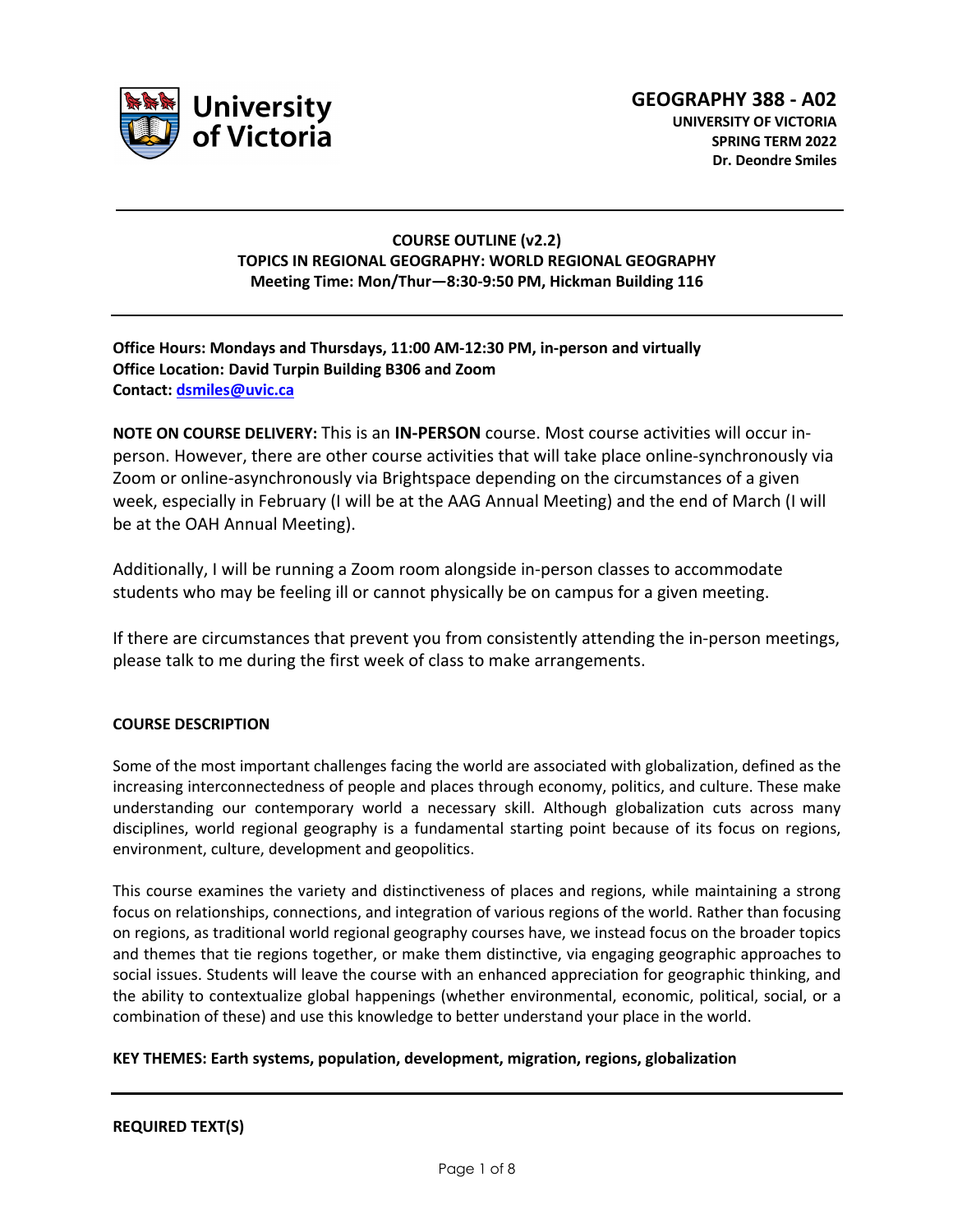**GEOGRAPHY 388 - A02**
**UNIVERSITY OF VICTORIA**
**SPRING TERM 2022**
**Dr. Deondre Smiles**

---

**COURSE OUTLINE (v2.2)**
**TOPICS IN REGIONAL GEOGRAPHY: WORLD REGIONAL GEOGRAPHY**
**Meeting Time: Mon/Thur—8:30-9:50 PM, Hickman Building 116**

---

**Office Hours: Mondays and Thursdays, 11:00 AM-12:30 PM, in-person and virtually**
**Office Location: David Turpin Building B306 and Zoom**
**Contact: dsmiles@uvic.ca**

**NOTE ON COURSE DELIVERY:** This is an **IN-PERSON** course. Most course activities will occur in-person. However, there are other course activities that will take place online-synchronously via Zoom or online-asynchronously via Brightspace depending on the circumstances of a given week, especially in February (I will be at the AAG Annual Meeting) and the end of March (I will be at the OAH Annual Meeting).

Additionally, I will be running a Zoom room alongside in-person classes to accommodate students who may be feeling ill or cannot physically be on campus for a given meeting.

If there are circumstances that prevent you from consistently attending the in-person meetings, please talk to me during the first week of class to make arrangements.

## COURSE DESCRIPTION

Some of the most important challenges facing the world are associated with globalization, defined as the increasing interconnectedness of people and places through economy, politics, and culture. These make understanding our contemporary world a necessary skill. Although globalization cuts across many disciplines, world regional geography is a fundamental starting point because of its focus on regions, environment, culture, development and geopolitics.

This course examines the variety and distinctiveness of places and regions, while maintaining a strong focus on relationships, connections, and integration of various regions of the world. Rather than focusing on regions, as traditional world regional geography courses have, we instead focus on the broader topics and themes that tie regions together, or make them distinctive, via engaging geographic approaches to social issues. Students will leave the course with an enhanced appreciation for geographic thinking, and the ability to contextualize global happenings (whether environmental, economic, political, social, or a combination of these) and use this knowledge to better understand your place in the world.

**KEY THEMES: Earth systems, population, development, migration, regions, globalization**

---

## REQUIRED TEXT(S)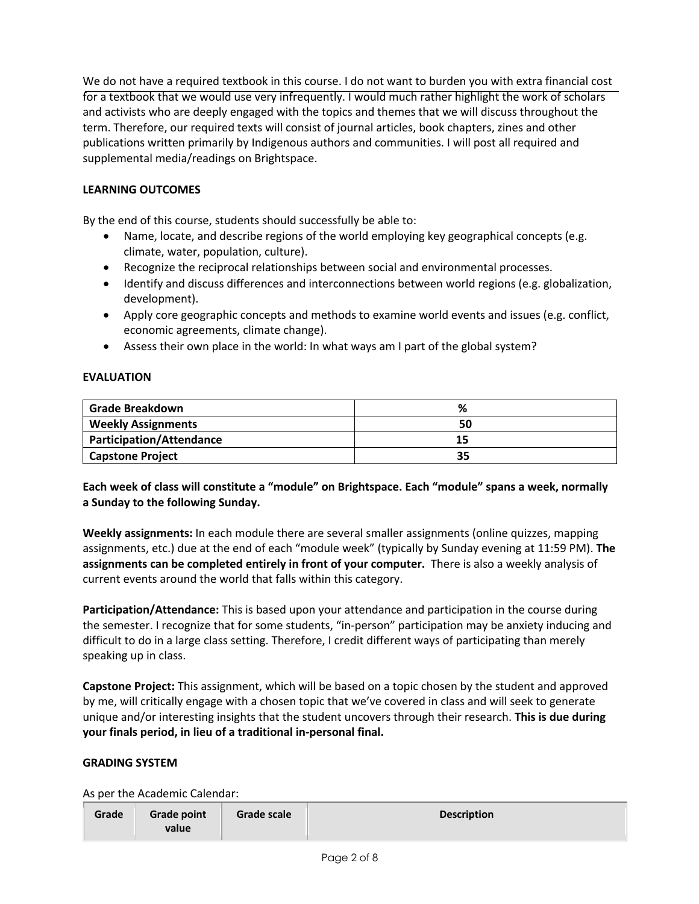We do not have a required textbook in this course. I do not want to burden you with extra financial cost for a textbook that we would use very infrequently. I would much rather highlight the work of scholars and activists who are deeply engaged with the topics and themes that we will discuss throughout the term. Therefore, our required texts will consist of journal articles, book chapters, zines and other publications written primarily by Indigenous authors and communities. I will post all required and supplemental media/readings on Brightspace.

**LEARNING OUTCOMES**

By the end of this course, students should successfully be able to:

- Name, locate, and describe regions of the world employing key geographical concepts (e.g. climate, water, population, culture).
- Recognize the reciprocal relationships between social and environmental processes.
- Identify and discuss differences and interconnections between world regions (e.g. globalization, development).
- Apply core geographic concepts and methods to examine world events and issues (e.g. conflict, economic agreements, climate change).
- Assess their own place in the world: In what ways am I part of the global system?

**EVALUATION**

| Grade Breakdown | % |
|---|---|
| Weekly Assignments | 50 |
| Participation/Attendance | 15 |
| Capstone Project | 35 |

**Each week of class will constitute a "module" on Brightspace. Each "module" spans a week, normally a Sunday to the following Sunday.**

**Weekly assignments:** In each module there are several smaller assignments (online quizzes, mapping assignments, etc.) due at the end of each "module week" (typically by Sunday evening at 11:59 PM). **The assignments can be completed entirely in front of your computer.** There is also a weekly analysis of current events around the world that falls within this category.

**Participation/Attendance:** This is based upon your attendance and participation in the course during the semester. I recognize that for some students, "in-person" participation may be anxiety inducing and difficult to do in a large class setting. Therefore, I credit different ways of participating than merely speaking up in class.

**Capstone Project:** This assignment, which will be based on a topic chosen by the student and approved by me, will critically engage with a chosen topic that we've covered in class and will seek to generate unique and/or interesting insights that the student uncovers through their research. **This is due during your finals period, in lieu of a traditional in-personal final.**

**GRADING SYSTEM**

As per the Academic Calendar:

| Grade | Grade point value | Grade scale | Description |
|---|---|---|---|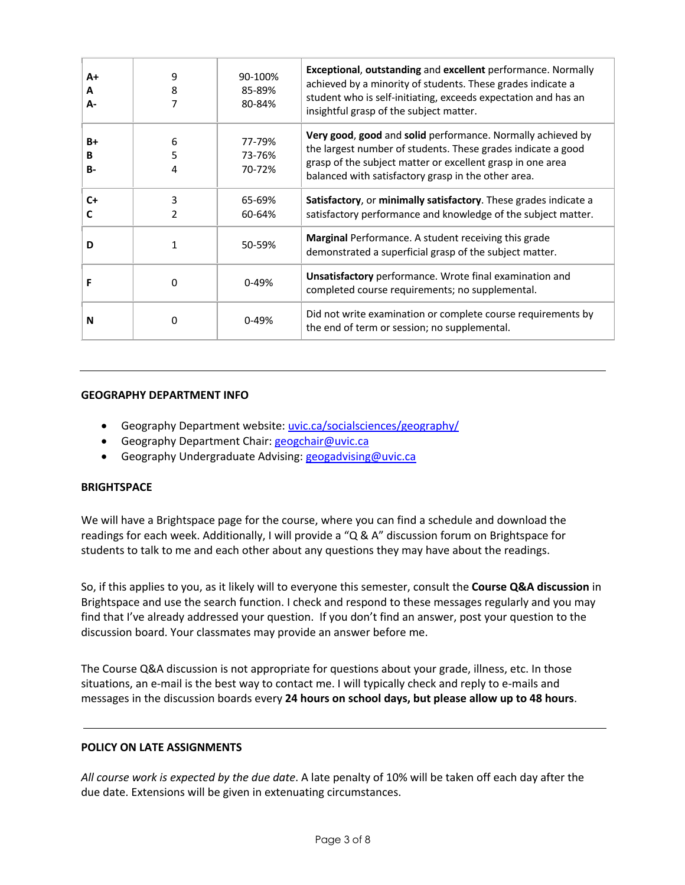| | | | |
|---|---|---|---|
| A+<br>A<br>A- | 9<br>8<br>7 | 90-100%<br>85-89%<br>80-84% | **Exceptional**, **outstanding** and **excellent** performance. Normally achieved by a minority of students. These grades indicate a student who is self-initiating, exceeds expectation and has an insightful grasp of the subject matter. |
| B+<br>B<br>B- | 6<br>5<br>4 | 77-79%<br>73-76%<br>70-72% | **Very good**, **good** and **solid** performance. Normally achieved by the largest number of students. These grades indicate a good grasp of the subject matter or excellent grasp in one area balanced with satisfactory grasp in the other area. |
| C+<br>C | 3<br>2 | 65-69%<br>60-64% | **Satisfactory**, or **minimally satisfactory**. These grades indicate a satisfactory performance and knowledge of the subject matter. |
| D | 1 | 50-59% | **Marginal** Performance. A student receiving this grade demonstrated a superficial grasp of the subject matter. |
| F | 0 | 0-49% | **Unsatisfactory** performance. Wrote final examination and completed course requirements; no supplemental. |
| N | 0 | 0-49% | Did not write examination or complete course requirements by the end of term or session; no supplemental. |

---

**GEOGRAPHY DEPARTMENT INFO**

- Geography Department website: uvic.ca/socialsciences/geography/
- Geography Department Chair: geogchair@uvic.ca
- Geography Undergraduate Advising: geogadvising@uvic.ca

**BRIGHTSPACE**

We will have a Brightspace page for the course, where you can find a schedule and download the readings for each week. Additionally, I will provide a "Q & A" discussion forum on Brightspace for students to talk to me and each other about any questions they may have about the readings.

So, if this applies to you, as it likely will to everyone this semester, consult the **Course Q&A discussion** in Brightspace and use the search function. I check and respond to these messages regularly and you may find that I've already addressed your question. If you don't find an answer, post your question to the discussion board. Your classmates may provide an answer before me.

The Course Q&A discussion is not appropriate for questions about your grade, illness, etc. In those situations, an e-mail is the best way to contact me. I will typically check and reply to e-mails and messages in the discussion boards every **24 hours on school days, but please allow up to 48 hours**.

---

**POLICY ON LATE ASSIGNMENTS**

*All course work is expected by the due date*. A late penalty of 10% will be taken off each day after the due date. Extensions will be given in extenuating circumstances.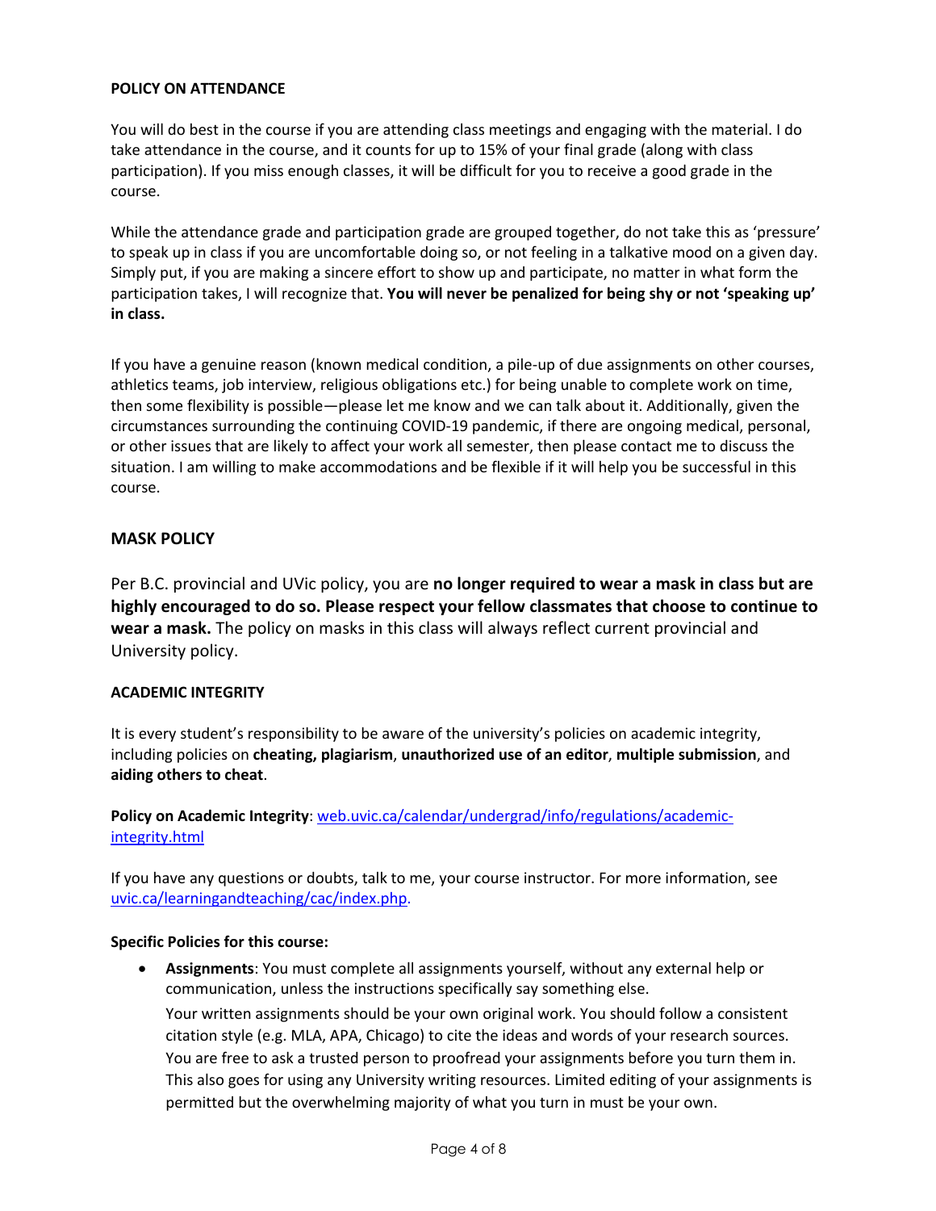## POLICY ON ATTENDANCE

You will do best in the course if you are attending class meetings and engaging with the material. I do take attendance in the course, and it counts for up to 15% of your final grade (along with class participation). If you miss enough classes, it will be difficult for you to receive a good grade in the course.

While the attendance grade and participation grade are grouped together, do not take this as 'pressure' to speak up in class if you are uncomfortable doing so, or not feeling in a talkative mood on a given day. Simply put, if you are making a sincere effort to show up and participate, no matter in what form the participation takes, I will recognize that. **You will never be penalized for being shy or not 'speaking up' in class.**

If you have a genuine reason (known medical condition, a pile-up of due assignments on other courses, athletics teams, job interview, religious obligations etc.) for being unable to complete work on time, then some flexibility is possible—please let me know and we can talk about it. Additionally, given the circumstances surrounding the continuing COVID-19 pandemic, if there are ongoing medical, personal, or other issues that are likely to affect your work all semester, then please contact me to discuss the situation. I am willing to make accommodations and be flexible if it will help you be successful in this course.

## MASK POLICY

Per B.C. provincial and UVic policy, you are **no longer required to wear a mask in class but are highly encouraged to do so. Please respect your fellow classmates that choose to continue to wear a mask.** The policy on masks in this class will always reflect current provincial and University policy.

## ACADEMIC INTEGRITY

It is every student's responsibility to be aware of the university's policies on academic integrity, including policies on **cheating, plagiarism**, **unauthorized use of an editor**, **multiple submission**, and **aiding others to cheat**.

**Policy on Academic Integrity**: [web.uvic.ca/calendar/undergrad/info/regulations/academic-integrity.html](web.uvic.ca/calendar/undergrad/info/regulations/academic-integrity.html)

If you have any questions or doubts, talk to me, your course instructor. For more information, see [uvic.ca/learningandteaching/cac/index.php](uvic.ca/learningandteaching/cac/index.php).

**Specific Policies for this course:**

- **Assignments**: You must complete all assignments yourself, without any external help or communication, unless the instructions specifically say something else.
  
  Your written assignments should be your own original work. You should follow a consistent citation style (e.g. MLA, APA, Chicago) to cite the ideas and words of your research sources. You are free to ask a trusted person to proofread your assignments before you turn them in. This also goes for using any University writing resources. Limited editing of your assignments is permitted but the overwhelming majority of what you turn in must be your own.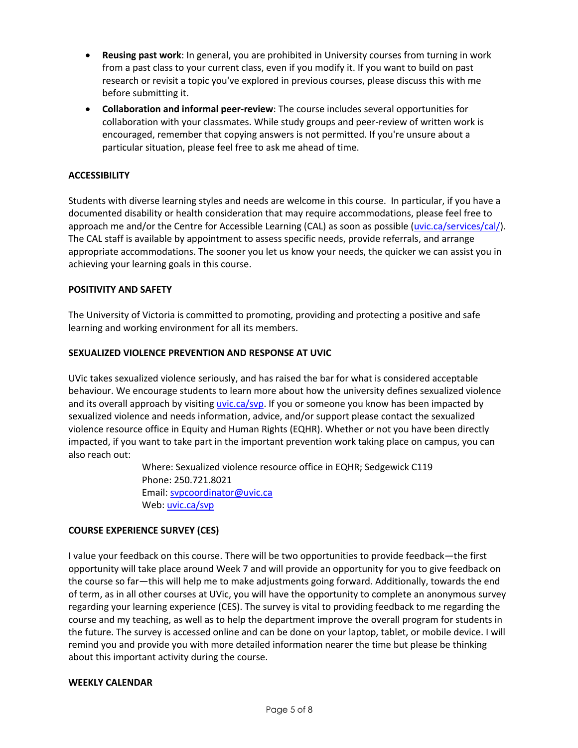- **Reusing past work**: In general, you are prohibited in University courses from turning in work from a past class to your current class, even if you modify it. If you want to build on past research or revisit a topic you've explored in previous courses, please discuss this with me before submitting it.
- **Collaboration and informal peer-review**: The course includes several opportunities for collaboration with your classmates. While study groups and peer-review of written work is encouraged, remember that copying answers is not permitted. If you're unsure about a particular situation, please feel free to ask me ahead of time.

## ACCESSIBILITY

Students with diverse learning styles and needs are welcome in this course. In particular, if you have a documented disability or health consideration that may require accommodations, please feel free to approach me and/or the Centre for Accessible Learning (CAL) as soon as possible (uvic.ca/services/cal/). The CAL staff is available by appointment to assess specific needs, provide referrals, and arrange appropriate accommodations. The sooner you let us know your needs, the quicker we can assist you in achieving your learning goals in this course.

## POSITIVITY AND SAFETY

The University of Victoria is committed to promoting, providing and protecting a positive and safe learning and working environment for all its members.

## SEXUALIZED VIOLENCE PREVENTION AND RESPONSE AT UVIC

UVic takes sexualized violence seriously, and has raised the bar for what is considered acceptable behaviour. We encourage students to learn more about how the university defines sexualized violence and its overall approach by visiting uvic.ca/svp. If you or someone you know has been impacted by sexualized violence and needs information, advice, and/or support please contact the sexualized violence resource office in Equity and Human Rights (EQHR). Whether or not you have been directly impacted, if you want to take part in the important prevention work taking place on campus, you can also reach out:

Where: Sexualized violence resource office in EQHR; Sedgewick C119
Phone: 250.721.8021
Email: svpcoordinator@uvic.ca
Web: uvic.ca/svp

## COURSE EXPERIENCE SURVEY (CES)

I value your feedback on this course. There will be two opportunities to provide feedback—the first opportunity will take place around Week 7 and will provide an opportunity for you to give feedback on the course so far—this will help me to make adjustments going forward. Additionally, towards the end of term, as in all other courses at UVic, you will have the opportunity to complete an anonymous survey regarding your learning experience (CES). The survey is vital to providing feedback to me regarding the course and my teaching, as well as to help the department improve the overall program for students in the future. The survey is accessed online and can be done on your laptop, tablet, or mobile device. I will remind you and provide you with more detailed information nearer the time but please be thinking about this important activity during the course.

## WEEKLY CALENDAR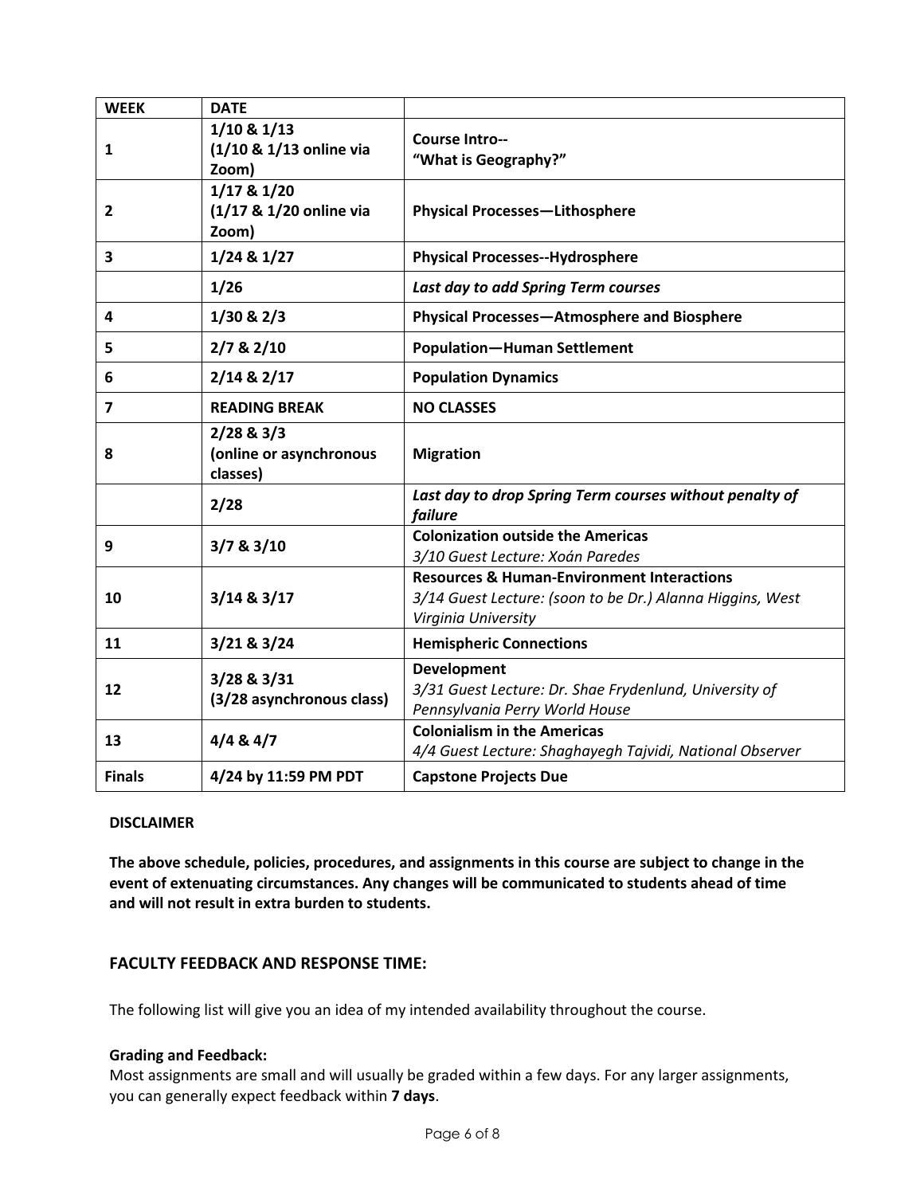| WEEK | DATE | |
|---|---|---|
| 1 | 1/10 & 1/13 (1/10 & 1/13 online via Zoom) | **Course Intro-- "What is Geography?"** |
| 2 | 1/17 & 1/20 (1/17 & 1/20 online via Zoom) | **Physical Processes—Lithosphere** |
| 3 | 1/24 & 1/27 | **Physical Processes--Hydrosphere** |
| | 1/26 | ***Last day to add Spring Term courses*** |
| 4 | 1/30 & 2/3 | **Physical Processes—Atmosphere and Biosphere** |
| 5 | 2/7 & 2/10 | **Population—Human Settlement** |
| 6 | 2/14 & 2/17 | **Population Dynamics** |
| 7 | READING BREAK | **NO CLASSES** |
| 8 | 2/28 & 3/3 (online or asynchronous classes) | **Migration** |
| | 2/28 | ***Last day to drop Spring Term courses without penalty of failure*** |
| 9 | 3/7 & 3/10 | **Colonization outside the Americas** *3/10 Guest Lecture: Xoán Paredes* |
| 10 | 3/14 & 3/17 | **Resources & Human-Environment Interactions** *3/14 Guest Lecture: (soon to be Dr.) Alanna Higgins, West Virginia University* |
| 11 | 3/21 & 3/24 | **Hemispheric Connections** |
| 12 | 3/28 & 3/31 (3/28 asynchronous class) | **Development** *3/31 Guest Lecture: Dr. Shae Frydenlund, University of Pennsylvania Perry World House* |
| 13 | 4/4 & 4/7 | **Colonialism in the Americas** *4/4 Guest Lecture: Shaghayegh Tajvidi, National Observer* |
| Finals | 4/24 by 11:59 PM PDT | **Capstone Projects Due** |

**DISCLAIMER**

**The above schedule, policies, procedures, and assignments in this course are subject to change in the event of extenuating circumstances. Any changes will be communicated to students ahead of time and will not result in extra burden to students.**

## FACULTY FEEDBACK AND RESPONSE TIME:

The following list will give you an idea of my intended availability throughout the course.

**Grading and Feedback:**
Most assignments are small and will usually be graded within a few days. For any larger assignments, you can generally expect feedback within **7 days**.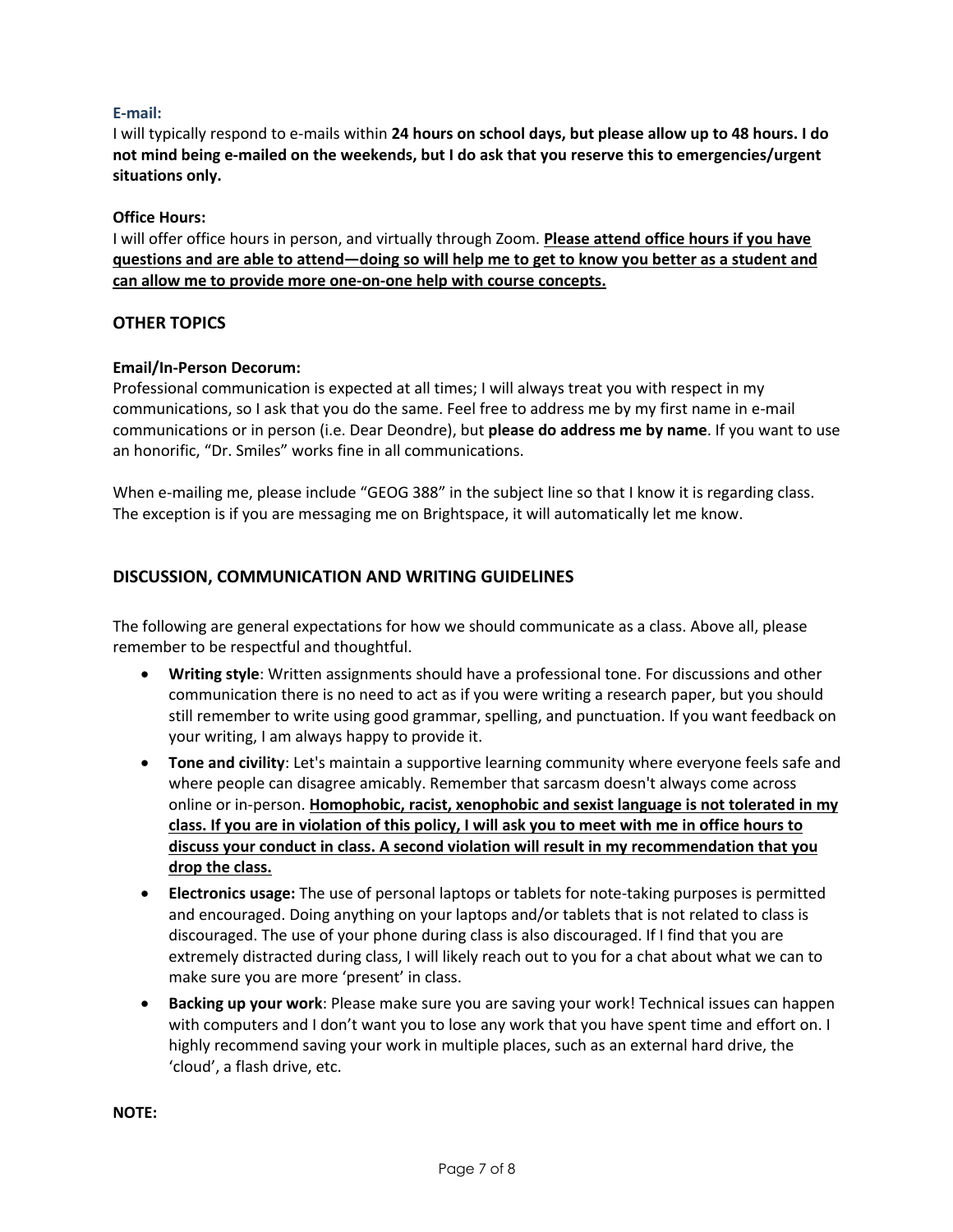#### E-mail:

I will typically respond to e-mails within **24 hours on school days, but please allow up to 48 hours. I do not mind being e-mailed on the weekends, but I do ask that you reserve this to emergencies/urgent situations only.**

#### Office Hours:

I will offer office hours in person, and virtually through Zoom. <u>**Please attend office hours if you have questions and are able to attend—doing so will help me to get to know you better as a student and can allow me to provide more one-on-one help with course concepts.**</u>

## OTHER TOPICS

#### Email/In-Person Decorum:

Professional communication is expected at all times; I will always treat you with respect in my communications, so I ask that you do the same. Feel free to address me by my first name in e-mail communications or in person (i.e. Dear Deondre), but **please do address me by name**. If you want to use an honorific, "Dr. Smiles" works fine in all communications.

When e-mailing me, please include "GEOG 388" in the subject line so that I know it is regarding class. The exception is if you are messaging me on Brightspace, it will automatically let me know.

## DISCUSSION, COMMUNICATION AND WRITING GUIDELINES

The following are general expectations for how we should communicate as a class. Above all, please remember to be respectful and thoughtful.

- **Writing style**: Written assignments should have a professional tone. For discussions and other communication there is no need to act as if you were writing a research paper, but you should still remember to write using good grammar, spelling, and punctuation. If you want feedback on your writing, I am always happy to provide it.
- **Tone and civility**: Let's maintain a supportive learning community where everyone feels safe and where people can disagree amicably. Remember that sarcasm doesn't always come across online or in-person. <u>**Homophobic, racist, xenophobic and sexist language is not tolerated in my class. If you are in violation of this policy, I will ask you to meet with me in office hours to discuss your conduct in class. A second violation will result in my recommendation that you drop the class.**</u>
- **Electronics usage:** The use of personal laptops or tablets for note-taking purposes is permitted and encouraged. Doing anything on your laptops and/or tablets that is not related to class is discouraged. The use of your phone during class is also discouraged. If I find that you are extremely distracted during class, I will likely reach out to you for a chat about what we can to make sure you are more 'present' in class.
- **Backing up your work**: Please make sure you are saving your work! Technical issues can happen with computers and I don't want you to lose any work that you have spent time and effort on. I highly recommend saving your work in multiple places, such as an external hard drive, the 'cloud', a flash drive, etc.

**NOTE:**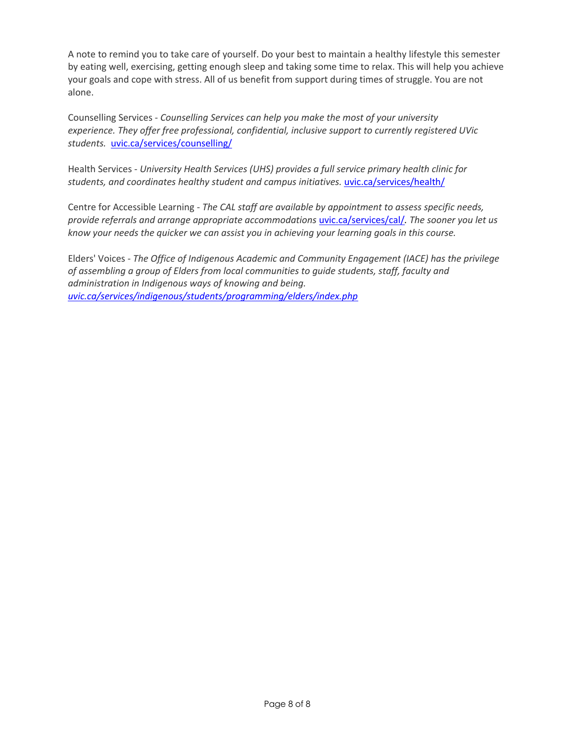A note to remind you to take care of yourself. Do your best to maintain a healthy lifestyle this semester by eating well, exercising, getting enough sleep and taking some time to relax. This will help you achieve your goals and cope with stress. All of us benefit from support during times of struggle. You are not alone.

Counselling Services - *Counselling Services can help you make the most of your university experience. They offer free professional, confidential, inclusive support to currently registered UVic students.* [uvic.ca/services/counselling/](uvic.ca/services/counselling/)

Health Services - *University Health Services (UHS) provides a full service primary health clinic for students, and coordinates healthy student and campus initiatives.* [uvic.ca/services/health/](uvic.ca/services/health/)

Centre for Accessible Learning - *The CAL staff are available by appointment to assess specific needs, provide referrals and arrange appropriate accommodations* [uvic.ca/services/cal/](uvic.ca/services/cal/)*. The sooner you let us know your needs the quicker we can assist you in achieving your learning goals in this course.*

Elders' Voices - *The Office of Indigenous Academic and Community Engagement (IACE) has the privilege of assembling a group of Elders from local communities to guide students, staff, faculty and administration in Indigenous ways of knowing and being.* [*uvic.ca/services/indigenous/students/programming/elders/index.php*](uvic.ca/services/indigenous/students/programming/elders/index.php)